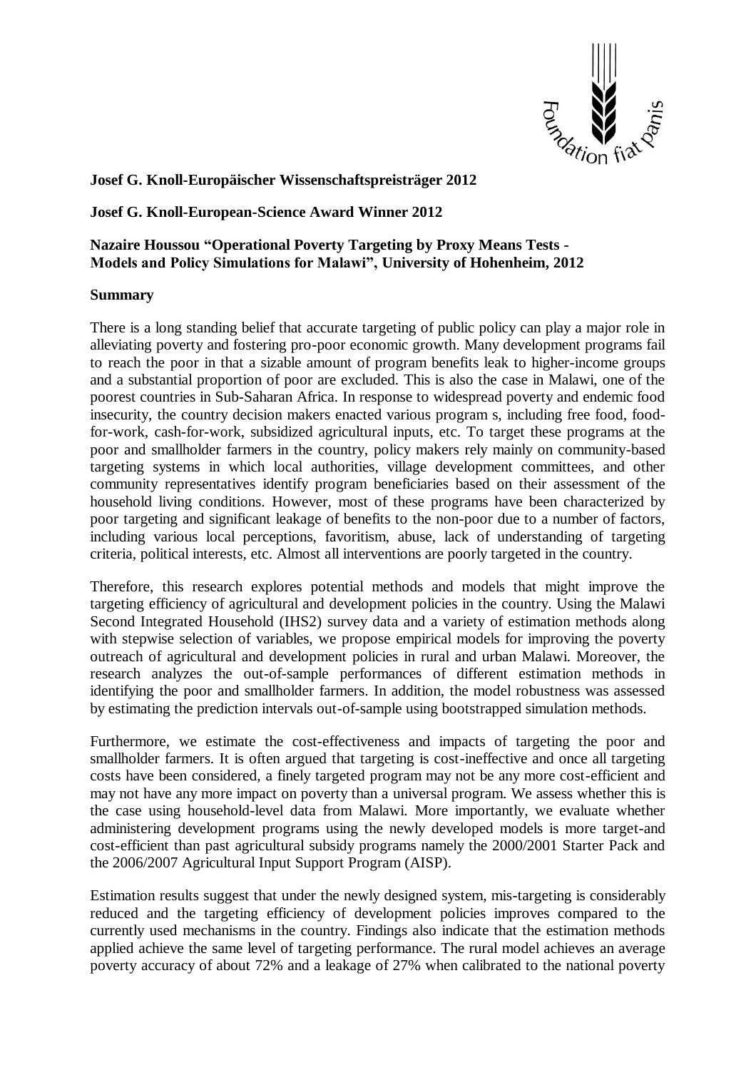**Josef G. Knoll-Europäischer Wissenschaftspreisträger 2012**

**Josef G. Knoll-European-Science Award Winner 2012**

**Nazaire Houssou "Operational Poverty Targeting by Proxy Means Tests - Models and Policy Simulations for Malawi", University of Hohenheim, 2012**

**Summary**

There is a long standing belief that accurate targeting of public policy can play a major role in alleviating poverty and fostering pro-poor economic growth. Many development programs fail to reach the poor in that a sizable amount of program benefits leak to higher-income groups and a substantial proportion of poor are excluded. This is also the case in Malawi, one of the poorest countries in Sub-Saharan Africa. In response to widespread poverty and endemic food insecurity, the country decision makers enacted various program s, including free food, food-for-work, cash-for-work, subsidized agricultural inputs, etc. To target these programs at the poor and smallholder farmers in the country, policy makers rely mainly on community-based targeting systems in which local authorities, village development committees, and other community representatives identify program beneficiaries based on their assessment of the household living conditions. However, most of these programs have been characterized by poor targeting and significant leakage of benefits to the non-poor due to a number of factors, including various local perceptions, favoritism, abuse, lack of understanding of targeting criteria, political interests, etc. Almost all interventions are poorly targeted in the country.

Therefore, this research explores potential methods and models that might improve the targeting efficiency of agricultural and development policies in the country. Using the Malawi Second Integrated Household (IHS2) survey data and a variety of estimation methods along with stepwise selection of variables, we propose empirical models for improving the poverty outreach of agricultural and development policies in rural and urban Malawi. Moreover, the research analyzes the out-of-sample performances of different estimation methods in identifying the poor and smallholder farmers. In addition, the model robustness was assessed by estimating the prediction intervals out-of-sample using bootstrapped simulation methods.

Furthermore, we estimate the cost-effectiveness and impacts of targeting the poor and smallholder farmers. It is often argued that targeting is cost-ineffective and once all targeting costs have been considered, a finely targeted program may not be any more cost-efficient and may not have any more impact on poverty than a universal program. We assess whether this is the case using household-level data from Malawi. More importantly, we evaluate whether administering development programs using the newly developed models is more target-and cost-efficient than past agricultural subsidy programs namely the 2000/2001 Starter Pack and the 2006/2007 Agricultural Input Support Program (AISP).

Estimation results suggest that under the newly designed system, mis-targeting is considerably reduced and the targeting efficiency of development policies improves compared to the currently used mechanisms in the country. Findings also indicate that the estimation methods applied achieve the same level of targeting performance. The rural model achieves an average poverty accuracy of about 72% and a leakage of 27% when calibrated to the national poverty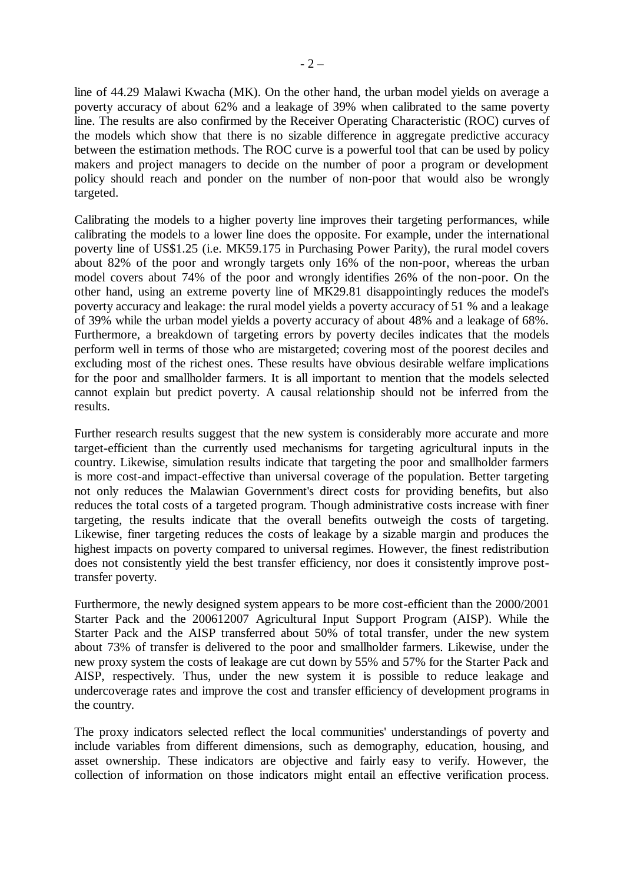line of 44.29 Malawi Kwacha (MK). On the other hand, the urban model yields on average a poverty accuracy of about 62% and a leakage of 39% when calibrated to the same poverty line. The results are also confirmed by the Receiver Operating Characteristic (ROC) curves of the models which show that there is no sizable difference in aggregate predictive accuracy between the estimation methods. The ROC curve is a powerful tool that can be used by policy makers and project managers to decide on the number of poor a program or development policy should reach and ponder on the number of non-poor that would also be wrongly targeted.

Calibrating the models to a higher poverty line improves their targeting performances, while calibrating the models to a lower line does the opposite. For example, under the international poverty line of US$1.25 (i.e. MK59.175 in Purchasing Power Parity), the rural model covers about 82% of the poor and wrongly targets only 16% of the non-poor, whereas the urban model covers about 74% of the poor and wrongly identifies 26% of the non-poor. On the other hand, using an extreme poverty line of MK29.81 disappointingly reduces the model's poverty accuracy and leakage: the rural model yields a poverty accuracy of 51 % and a leakage of 39% while the urban model yields a poverty accuracy of about 48% and a leakage of 68%. Furthermore, a breakdown of targeting errors by poverty deciles indicates that the models perform well in terms of those who are mistargeted; covering most of the poorest deciles and excluding most of the richest ones. These results have obvious desirable welfare implications for the poor and smallholder farmers. It is all important to mention that the models selected cannot explain but predict poverty. A causal relationship should not be inferred from the results.

Further research results suggest that the new system is considerably more accurate and more target-efficient than the currently used mechanisms for targeting agricultural inputs in the country. Likewise, simulation results indicate that targeting the poor and smallholder farmers is more cost-and impact-effective than universal coverage of the population. Better targeting not only reduces the Malawian Government's direct costs for providing benefits, but also reduces the total costs of a targeted program. Though administrative costs increase with finer targeting, the results indicate that the overall benefits outweigh the costs of targeting. Likewise, finer targeting reduces the costs of leakage by a sizable margin and produces the highest impacts on poverty compared to universal regimes. However, the finest redistribution does not consistently yield the best transfer efficiency, nor does it consistently improve post-transfer poverty.

Furthermore, the newly designed system appears to be more cost-efficient than the 2000/2001 Starter Pack and the 200612007 Agricultural Input Support Program (AISP). While the Starter Pack and the AISP transferred about 50% of total transfer, under the new system about 73% of transfer is delivered to the poor and smallholder farmers. Likewise, under the new proxy system the costs of leakage are cut down by 55% and 57% for the Starter Pack and AISP, respectively. Thus, under the new system it is possible to reduce leakage and undercoverage rates and improve the cost and transfer efficiency of development programs in the country.

The proxy indicators selected reflect the local communities' understandings of poverty and include variables from different dimensions, such as demography, education, housing, and asset ownership. These indicators are objective and fairly easy to verify. However, the collection of information on those indicators might entail an effective verification process.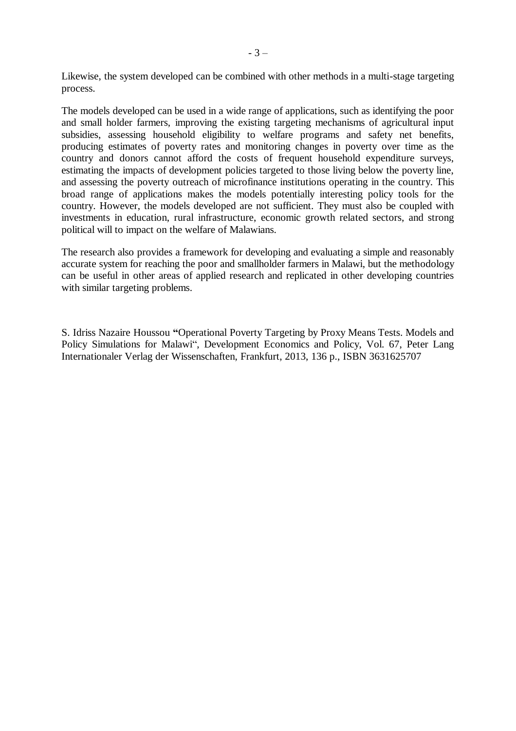Likewise, the system developed can be combined with other methods in a multi-stage targeting process.

The models developed can be used in a wide range of applications, such as identifying the poor and small holder farmers, improving the existing targeting mechanisms of agricultural input subsidies, assessing household eligibility to welfare programs and safety net benefits, producing estimates of poverty rates and monitoring changes in poverty over time as the country and donors cannot afford the costs of frequent household expenditure surveys, estimating the impacts of development policies targeted to those living below the poverty line, and assessing the poverty outreach of microfinance institutions operating in the country. This broad range of applications makes the models potentially interesting policy tools for the country. However, the models developed are not sufficient. They must also be coupled with investments in education, rural infrastructure, economic growth related sectors, and strong political will to impact on the welfare of Malawians.

The research also provides a framework for developing and evaluating a simple and reasonably accurate system for reaching the poor and smallholder farmers in Malawi, but the methodology can be useful in other areas of applied research and replicated in other developing countries with similar targeting problems.

S. Idriss Nazaire Houssou **"**Operational Poverty Targeting by Proxy Means Tests. Models and Policy Simulations for Malawi", Development Economics and Policy, Vol. 67, Peter Lang Internationaler Verlag der Wissenschaften, Frankfurt, 2013, 136 p., ISBN 3631625707